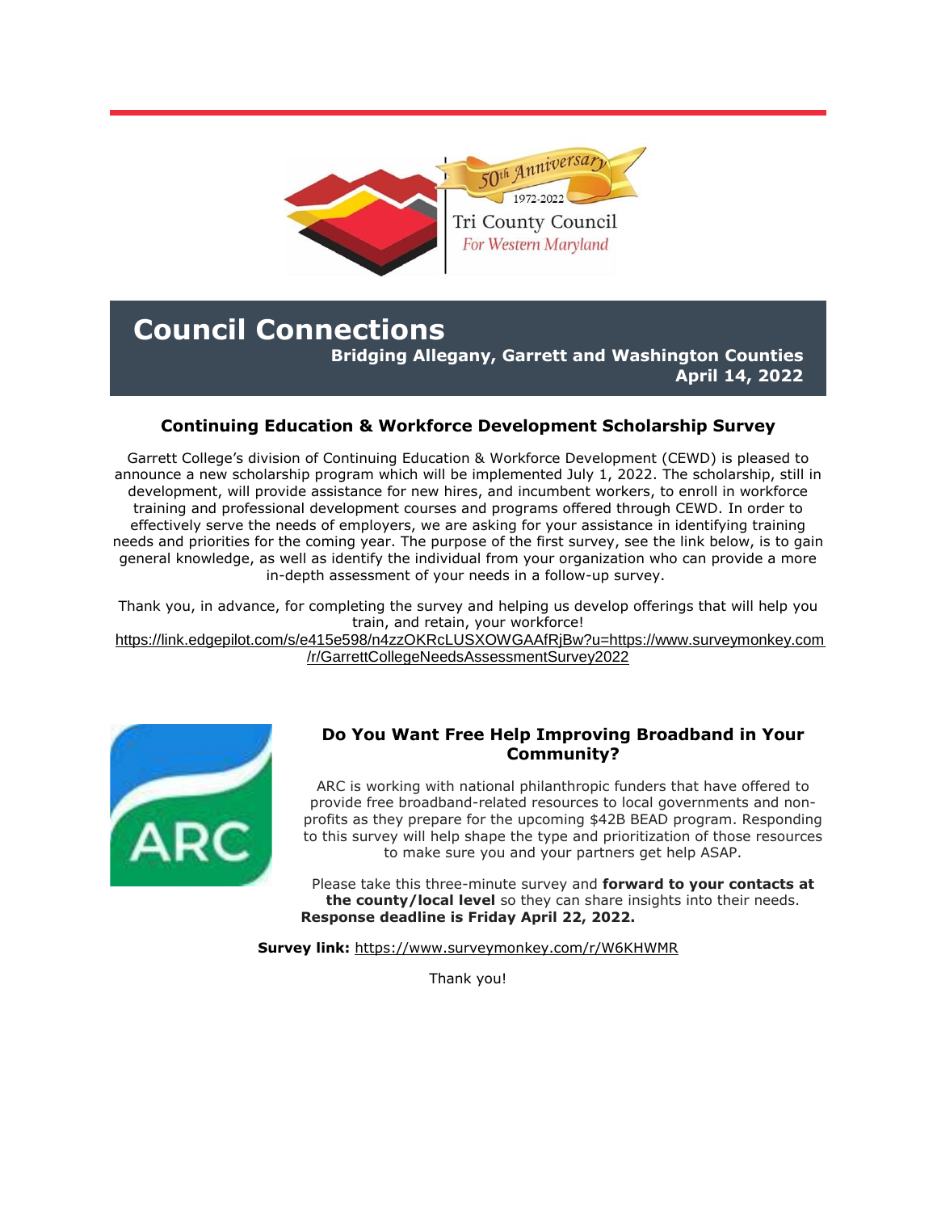# Council Connections

**Bridging Allegany, Garrett and Washington Counties**
**April 14, 2022**

## Continuing Education & Workforce Development Scholarship Survey

Garrett College's division of Continuing Education & Workforce Development (CEWD) is pleased to announce a new scholarship program which will be implemented July 1, 2022. The scholarship, still in development, will provide assistance for new hires, and incumbent workers, to enroll in workforce training and professional development courses and programs offered through CEWD. In order to effectively serve the needs of employers, we are asking for your assistance in identifying training needs and priorities for the coming year. The purpose of the first survey, see the link below, is to gain general knowledge, as well as identify the individual from your organization who can provide a more in-depth assessment of your needs in a follow-up survey.

Thank you, in advance, for completing the survey and helping us develop offerings that will help you train, and retain, your workforce!
https://link.edgepilot.com/s/e415e598/n4zzOKRcLUSXOWGAAfRjBw?u=https://www.surveymonkey.com/r/GarrettCollegeNeedsAssessmentSurvey2022

## Do You Want Free Help Improving Broadband in Your Community?

ARC is working with national philanthropic funders that have offered to provide free broadband-related resources to local governments and non-profits as they prepare for the upcoming $42B BEAD program. Responding to this survey will help shape the type and prioritization of those resources to make sure you and your partners get help ASAP.

Please take this three-minute survey and **forward to your contacts at the county/local level** so they can share insights into their needs. **Response deadline is Friday April 22, 2022.**

**Survey link:** https://www.surveymonkey.com/r/W6KHWMR

Thank you!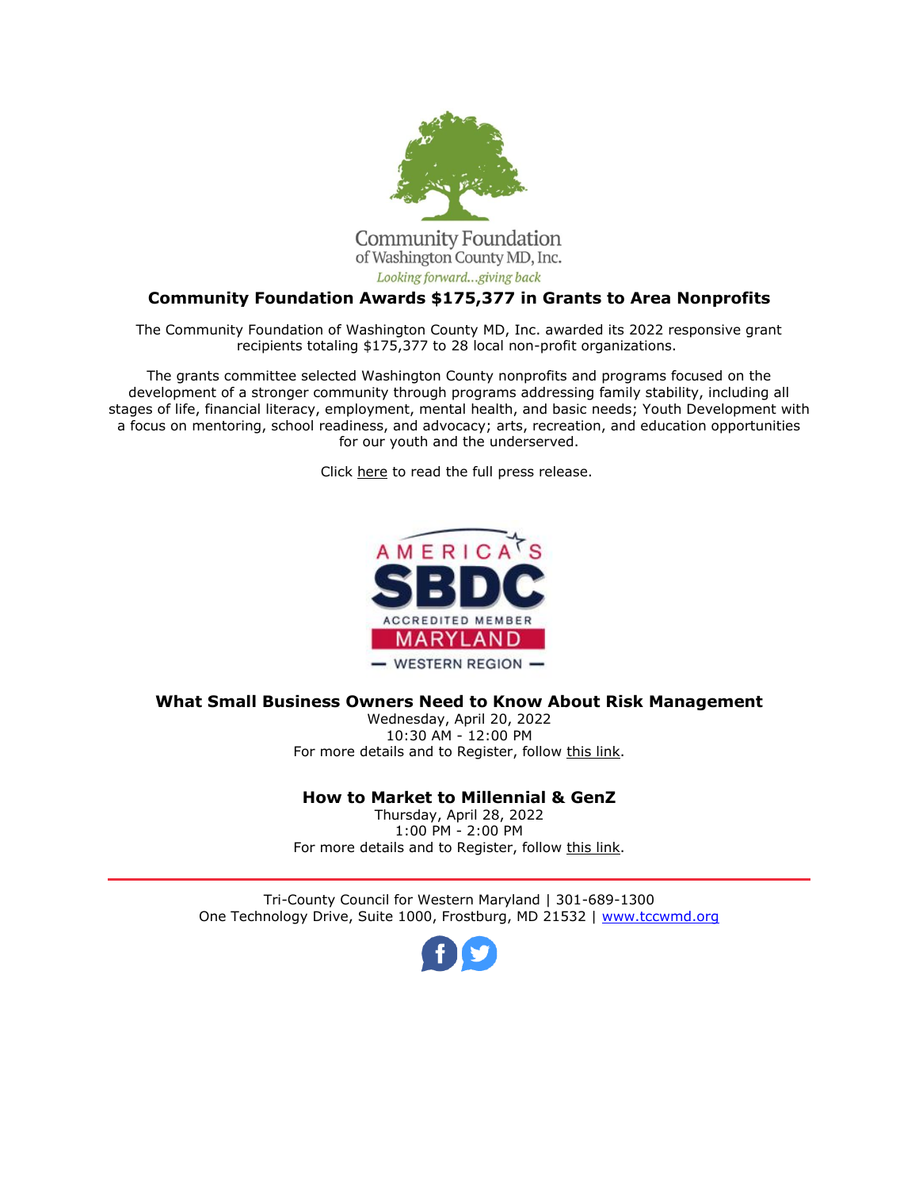Community Foundation of Washington County MD, Inc.

*Looking forward...giving back*

## Community Foundation Awards $175,377 in Grants to Area Nonprofits

The Community Foundation of Washington County MD, Inc. awarded its 2022 responsive grant recipients totaling $175,377 to 28 local non-profit organizations.

The grants committee selected Washington County nonprofits and programs focused on the development of a stronger community through programs addressing family stability, including all stages of life, financial literacy, employment, mental health, and basic needs; Youth Development with a focus on mentoring, school readiness, and advocacy; arts, recreation, and education opportunities for our youth and the underserved.

Click here to read the full press release.

AMERICA'S SBDC

ACCREDITED MEMBER

MARYLAND

— WESTERN REGION —

## What Small Business Owners Need to Know About Risk Management

Wednesday, April 20, 2022
10:30 AM - 12:00 PM
For more details and to Register, follow this link.

## How to Market to Millennial & GenZ

Thursday, April 28, 2022
1:00 PM - 2:00 PM
For more details and to Register, follow this link.

---

Tri-County Council for Western Maryland | 301-689-1300
One Technology Drive, Suite 1000, Frostburg, MD 21532 | www.tccwmd.org